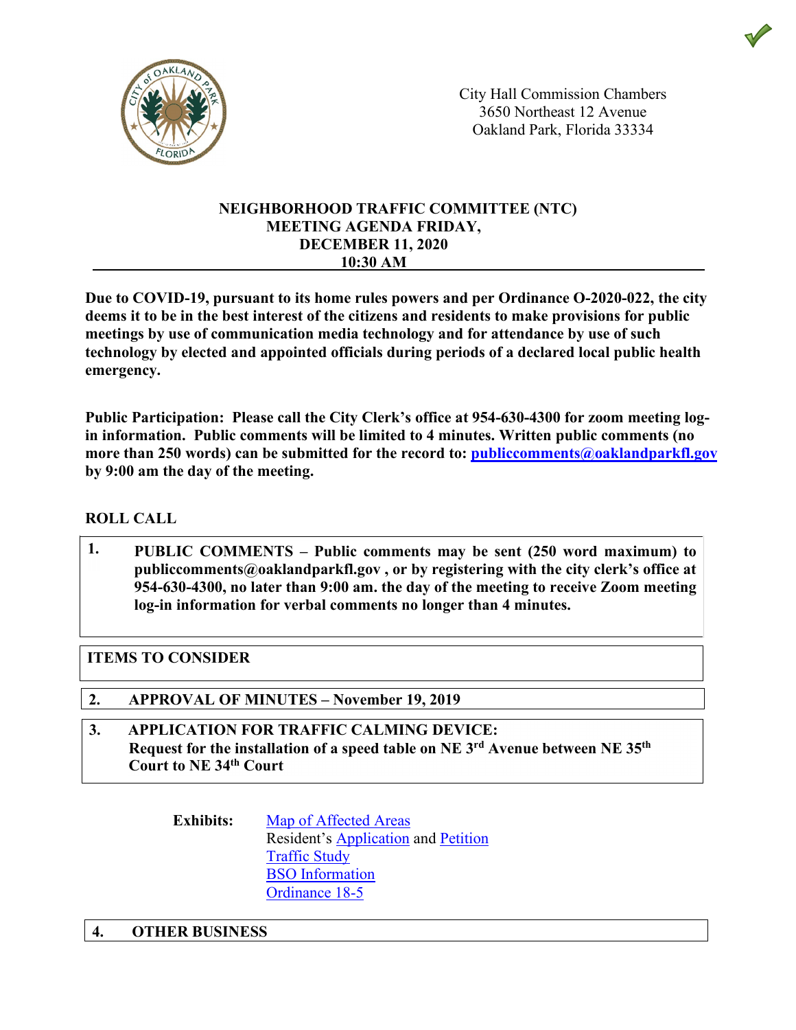City Hall Commission Chambers
3650 Northeast 12 Avenue
Oakland Park, Florida 33334

# NEIGHBORHOOD TRAFFIC COMMITTEE (NTC) MEETING AGENDA FRIDAY, DECEMBER 11, 2020 10:30 AM

**Due to COVID-19, pursuant to its home rules powers and per Ordinance O-2020-022, the city deems it to be in the best interest of the citizens and residents to make provisions for public meetings by use of communication media technology and for attendance by use of such technology by elected and appointed officials during periods of a declared local public health emergency.**

**Public Participation: Please call the City Clerk's office at 954-630-4300 for zoom meeting log-in information. Public comments will be limited to 4 minutes. Written public comments (no more than 250 words) can be submitted for the record to: publiccomments@oaklandparkfl.gov by 9:00 am the day of the meeting.**

**ROLL CALL**

**1. PUBLIC COMMENTS – Public comments may be sent (250 word maximum) to publiccomments@oaklandparkfl.gov , or by registering with the city clerk's office at 954-630-4300, no later than 9:00 am. the day of the meeting to receive Zoom meeting log-in information for verbal comments no longer than 4 minutes.**

**ITEMS TO CONSIDER**

**2. APPROVAL OF MINUTES – November 19, 2019**

**3. APPLICATION FOR TRAFFIC CALMING DEVICE: Request for the installation of a speed table on NE 3rd Avenue between NE 35th Court to NE 34th Court**

**Exhibits:**
- Map of Affected Areas
- Resident's Application and Petition
- Traffic Study
- BSO Information
- Ordinance 18-5

**4. OTHER BUSINESS**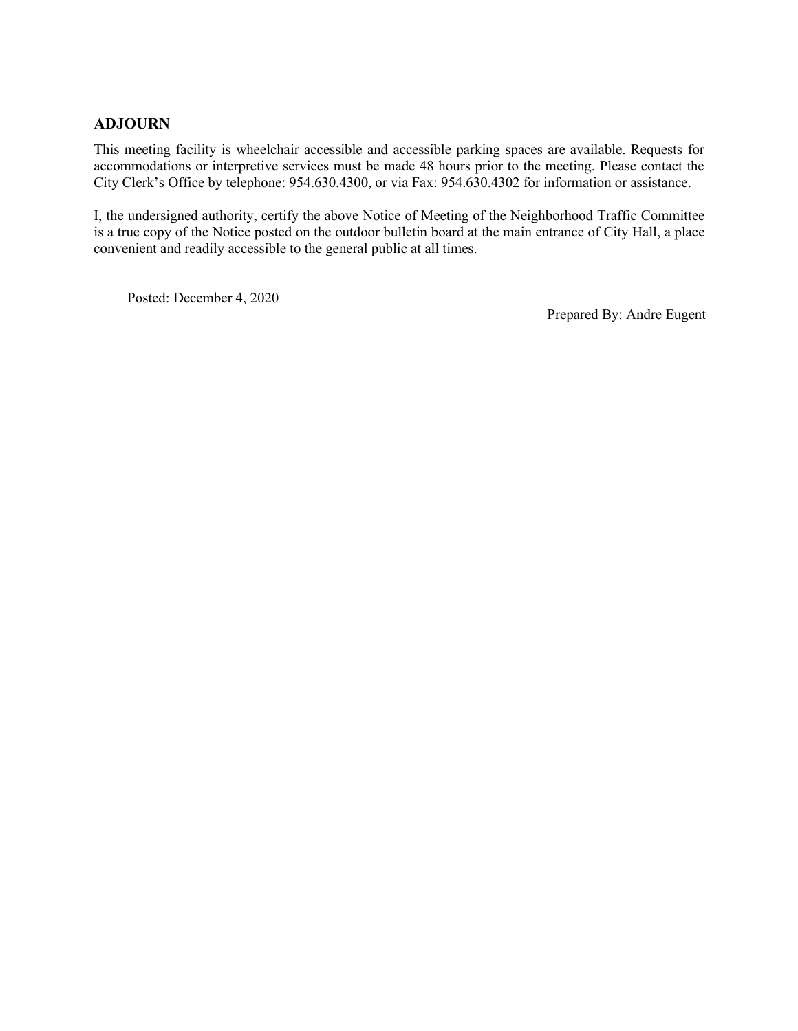## ADJOURN

This meeting facility is wheelchair accessible and accessible parking spaces are available. Requests for accommodations or interpretive services must be made 48 hours prior to the meeting. Please contact the City Clerk's Office by telephone: 954.630.4300, or via Fax: 954.630.4302 for information or assistance.

I, the undersigned authority, certify the above Notice of Meeting of the Neighborhood Traffic Committee is a true copy of the Notice posted on the outdoor bulletin board at the main entrance of City Hall, a place convenient and readily accessible to the general public at all times.

Posted: December 4, 2020

Prepared By: Andre Eugent